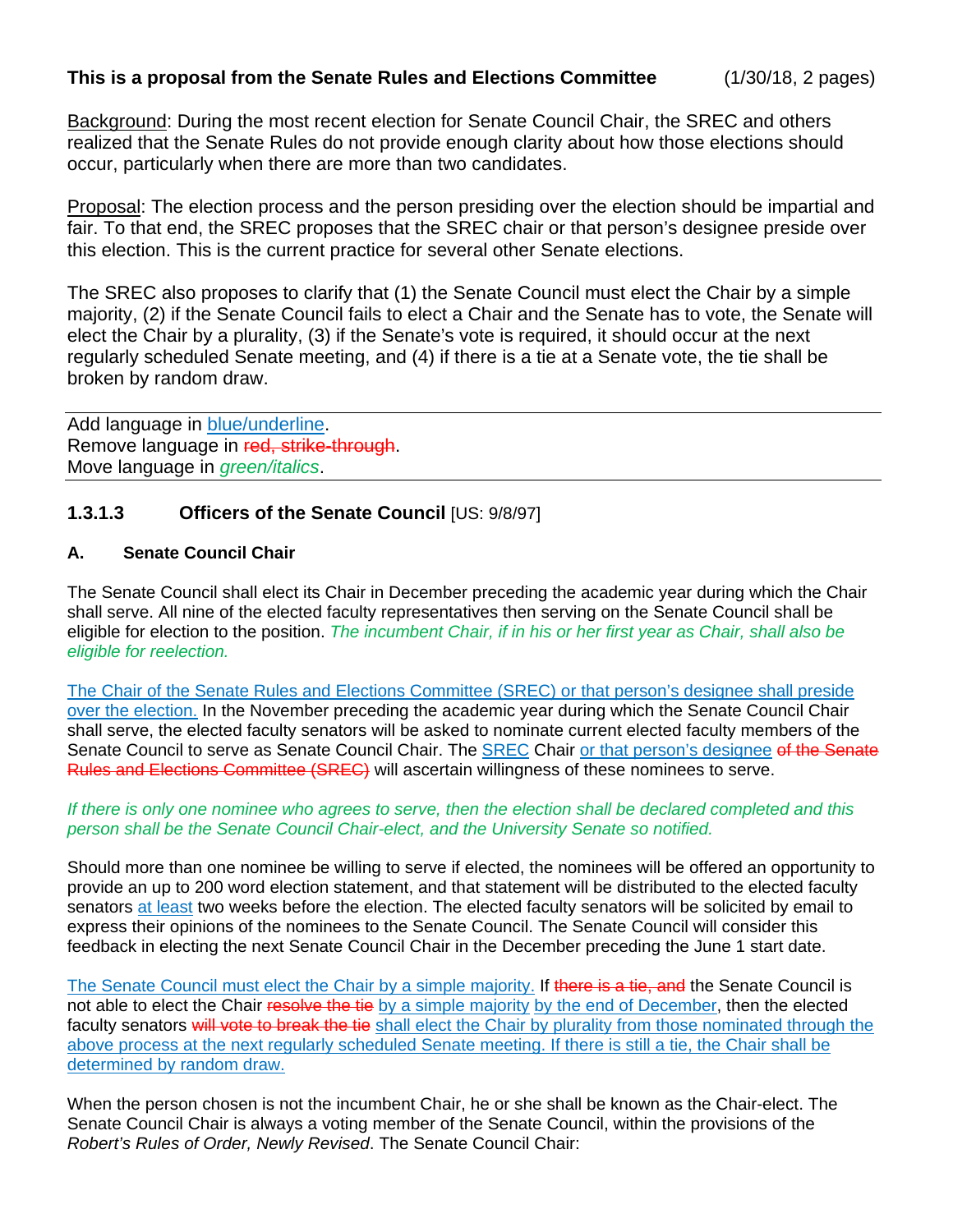**This is a proposal from the Senate Rules and Elections Committee** (1/30/18, 2 pages)

Background: During the most recent election for Senate Council Chair, the SREC and others realized that the Senate Rules do not provide enough clarity about how those elections should occur, particularly when there are more than two candidates.

Proposal: The election process and the person presiding over the election should be impartial and fair. To that end, the SREC proposes that the SREC chair or that person's designee preside over this election. This is the current practice for several other Senate elections.

The SREC also proposes to clarify that (1) the Senate Council must elect the Chair by a simple majority, (2) if the Senate Council fails to elect a Chair and the Senate has to vote, the Senate will elect the Chair by a plurality, (3) if the Senate's vote is required, it should occur at the next regularly scheduled Senate meeting, and (4) if there is a tie at a Senate vote, the tie shall be broken by random draw.

---

Add language in <u>blue/underline</u>.
Remove language in ~~red, strike-through~~.
Move language in *green/italics*.

---

## 1.3.1.3 Officers of the Senate Council [US: 9/8/97]

### A. Senate Council Chair

The Senate Council shall elect its Chair in December preceding the academic year during which the Chair shall serve. All nine of the elected faculty representatives then serving on the Senate Council shall be eligible for election to the position. *The incumbent Chair, if in his or her first year as Chair, shall also be eligible for reelection.*

<u>The Chair of the Senate Rules and Elections Committee (SREC) or that person's designee shall preside over the election.</u> In the November preceding the academic year during which the Senate Council Chair shall serve, the elected faculty senators will be asked to nominate current elected faculty members of the Senate Council to serve as Senate Council Chair. The <u>SREC</u> Chair <u>or that person's designee</u> ~~of the Senate Rules and Elections Committee (SREC)~~ will ascertain willingness of these nominees to serve.

*If there is only one nominee who agrees to serve, then the election shall be declared completed and this person shall be the Senate Council Chair-elect, and the University Senate so notified.*

Should more than one nominee be willing to serve if elected, the nominees will be offered an opportunity to provide an up to 200 word election statement, and that statement will be distributed to the elected faculty senators <u>at least</u> two weeks before the election. The elected faculty senators will be solicited by email to express their opinions of the nominees to the Senate Council. The Senate Council will consider this feedback in electing the next Senate Council Chair in the December preceding the June 1 start date.

<u>The Senate Council must elect the Chair by a simple majority.</u> If ~~there is a tie, and~~ the Senate Council is not able to elect the Chair ~~resolve the tie~~ <u>by a simple majority</u> <u>by the end of December</u>, then the elected faculty senators ~~will vote to break the tie~~ <u>shall elect the Chair by plurality from those nominated through the above process at the next regularly scheduled Senate meeting. If there is still a tie, the Chair shall be determined by random draw.</u>

When the person chosen is not the incumbent Chair, he or she shall be known as the Chair-elect. The Senate Council Chair is always a voting member of the Senate Council, within the provisions of the *Robert's Rules of Order, Newly Revised*. The Senate Council Chair: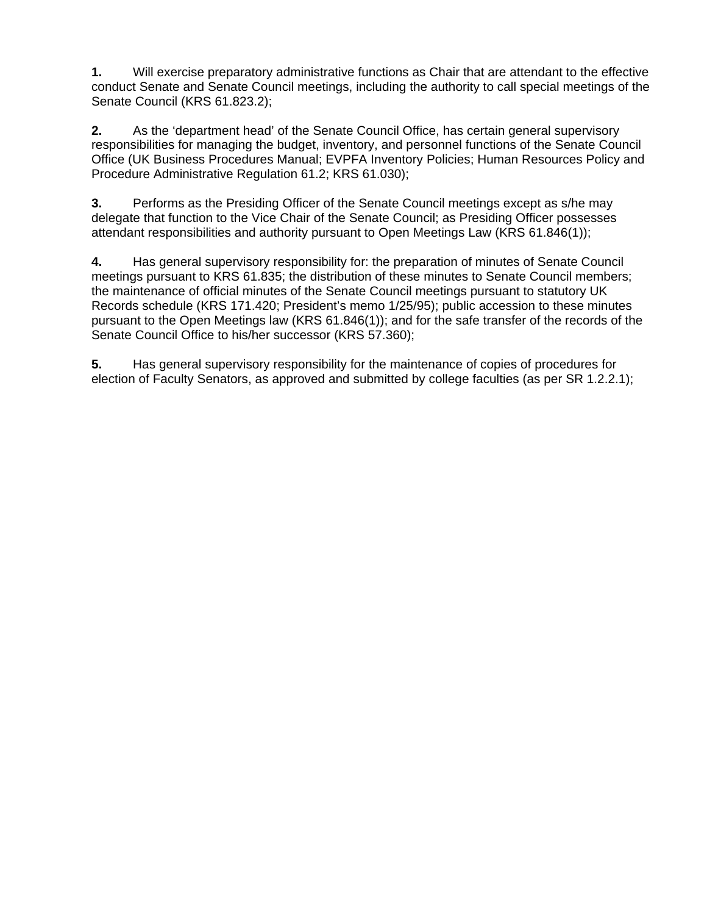**1.** Will exercise preparatory administrative functions as Chair that are attendant to the effective conduct Senate and Senate Council meetings, including the authority to call special meetings of the Senate Council (KRS 61.823.2);

**2.** As the 'department head' of the Senate Council Office, has certain general supervisory responsibilities for managing the budget, inventory, and personnel functions of the Senate Council Office (UK Business Procedures Manual; EVPFA Inventory Policies; Human Resources Policy and Procedure Administrative Regulation 61.2; KRS 61.030);

**3.** Performs as the Presiding Officer of the Senate Council meetings except as s/he may delegate that function to the Vice Chair of the Senate Council; as Presiding Officer possesses attendant responsibilities and authority pursuant to Open Meetings Law (KRS 61.846(1));

**4.** Has general supervisory responsibility for: the preparation of minutes of Senate Council meetings pursuant to KRS 61.835; the distribution of these minutes to Senate Council members; the maintenance of official minutes of the Senate Council meetings pursuant to statutory UK Records schedule (KRS 171.420; President's memo 1/25/95); public accession to these minutes pursuant to the Open Meetings law (KRS 61.846(1)); and for the safe transfer of the records of the Senate Council Office to his/her successor (KRS 57.360);

**5.** Has general supervisory responsibility for the maintenance of copies of procedures for election of Faculty Senators, as approved and submitted by college faculties (as per SR 1.2.2.1);